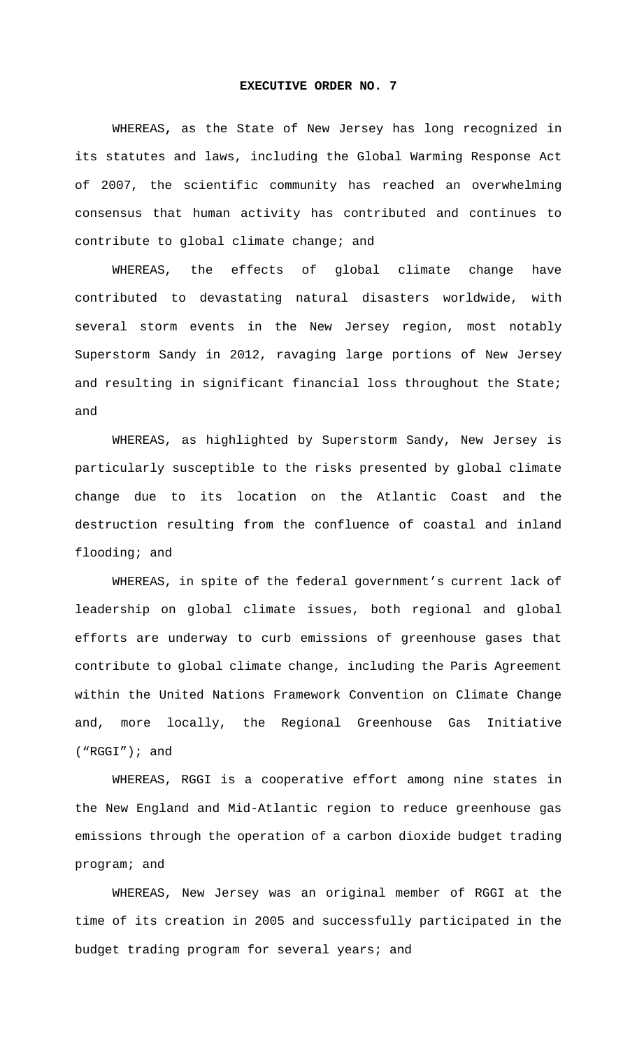# EXECUTIVE ORDER NO. 7

WHEREAS, as the State of New Jersey has long recognized in its statutes and laws, including the Global Warming Response Act of 2007, the scientific community has reached an overwhelming consensus that human activity has contributed and continues to contribute to global climate change; and

WHEREAS, the effects of global climate change have contributed to devastating natural disasters worldwide, with several storm events in the New Jersey region, most notably Superstorm Sandy in 2012, ravaging large portions of New Jersey and resulting in significant financial loss throughout the State; and

WHEREAS, as highlighted by Superstorm Sandy, New Jersey is particularly susceptible to the risks presented by global climate change due to its location on the Atlantic Coast and the destruction resulting from the confluence of coastal and inland flooding; and

WHEREAS, in spite of the federal government's current lack of leadership on global climate issues, both regional and global efforts are underway to curb emissions of greenhouse gases that contribute to global climate change, including the Paris Agreement within the United Nations Framework Convention on Climate Change and, more locally, the Regional Greenhouse Gas Initiative ("RGGI"); and

WHEREAS, RGGI is a cooperative effort among nine states in the New England and Mid-Atlantic region to reduce greenhouse gas emissions through the operation of a carbon dioxide budget trading program; and

WHEREAS, New Jersey was an original member of RGGI at the time of its creation in 2005 and successfully participated in the budget trading program for several years; and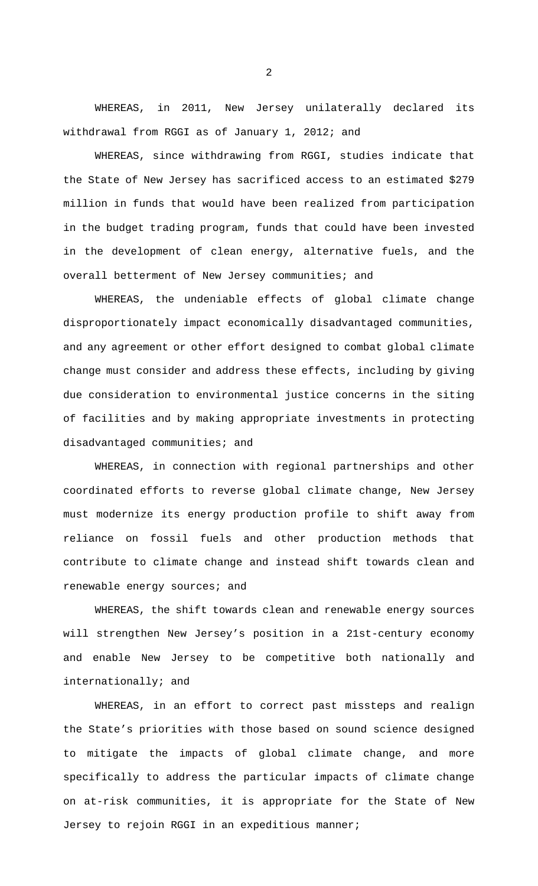WHEREAS, in 2011, New Jersey unilaterally declared its withdrawal from RGGI as of January 1, 2012; and

WHEREAS, since withdrawing from RGGI, studies indicate that the State of New Jersey has sacrificed access to an estimated $279 million in funds that would have been realized from participation in the budget trading program, funds that could have been invested in the development of clean energy, alternative fuels, and the overall betterment of New Jersey communities; and

WHEREAS, the undeniable effects of global climate change disproportionately impact economically disadvantaged communities, and any agreement or other effort designed to combat global climate change must consider and address these effects, including by giving due consideration to environmental justice concerns in the siting of facilities and by making appropriate investments in protecting disadvantaged communities; and

WHEREAS, in connection with regional partnerships and other coordinated efforts to reverse global climate change, New Jersey must modernize its energy production profile to shift away from reliance on fossil fuels and other production methods that contribute to climate change and instead shift towards clean and renewable energy sources; and

WHEREAS, the shift towards clean and renewable energy sources will strengthen New Jersey's position in a 21st-century economy and enable New Jersey to be competitive both nationally and internationally; and

WHEREAS, in an effort to correct past missteps and realign the State's priorities with those based on sound science designed to mitigate the impacts of global climate change, and more specifically to address the particular impacts of climate change on at-risk communities, it is appropriate for the State of New Jersey to rejoin RGGI in an expeditious manner;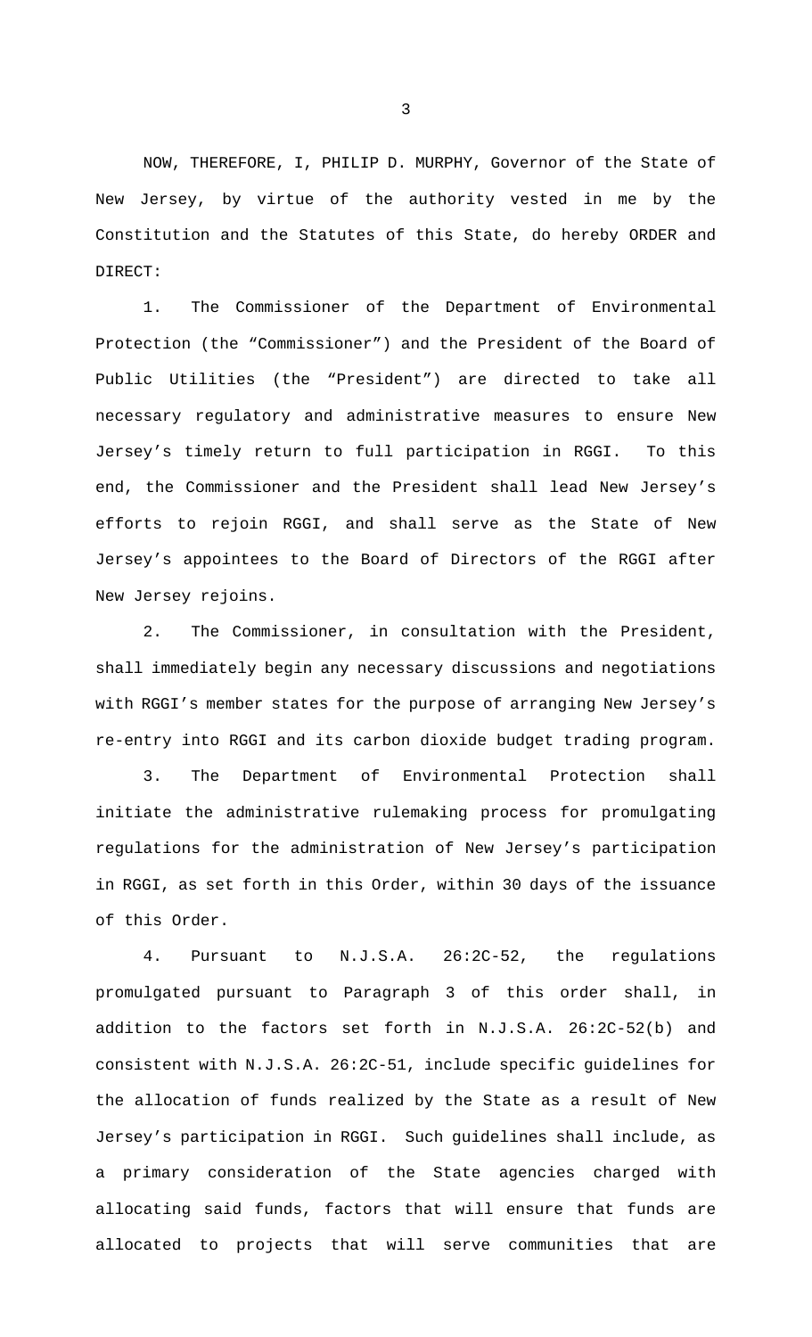NOW, THEREFORE, I, PHILIP D. MURPHY, Governor of the State of New Jersey, by virtue of the authority vested in me by the Constitution and the Statutes of this State, do hereby ORDER and DIRECT:

1. The Commissioner of the Department of Environmental Protection (the "Commissioner") and the President of the Board of Public Utilities (the "President") are directed to take all necessary regulatory and administrative measures to ensure New Jersey's timely return to full participation in RGGI. To this end, the Commissioner and the President shall lead New Jersey's efforts to rejoin RGGI, and shall serve as the State of New Jersey's appointees to the Board of Directors of the RGGI after New Jersey rejoins.

2. The Commissioner, in consultation with the President, shall immediately begin any necessary discussions and negotiations with RGGI's member states for the purpose of arranging New Jersey's re-entry into RGGI and its carbon dioxide budget trading program.

3. The Department of Environmental Protection shall initiate the administrative rulemaking process for promulgating regulations for the administration of New Jersey's participation in RGGI, as set forth in this Order, within 30 days of the issuance of this Order.

4. Pursuant to N.J.S.A. 26:2C-52, the regulations promulgated pursuant to Paragraph 3 of this order shall, in addition to the factors set forth in N.J.S.A. 26:2C-52(b) and consistent with N.J.S.A. 26:2C-51, include specific guidelines for the allocation of funds realized by the State as a result of New Jersey's participation in RGGI. Such guidelines shall include, as a primary consideration of the State agencies charged with allocating said funds, factors that will ensure that funds are allocated to projects that will serve communities that are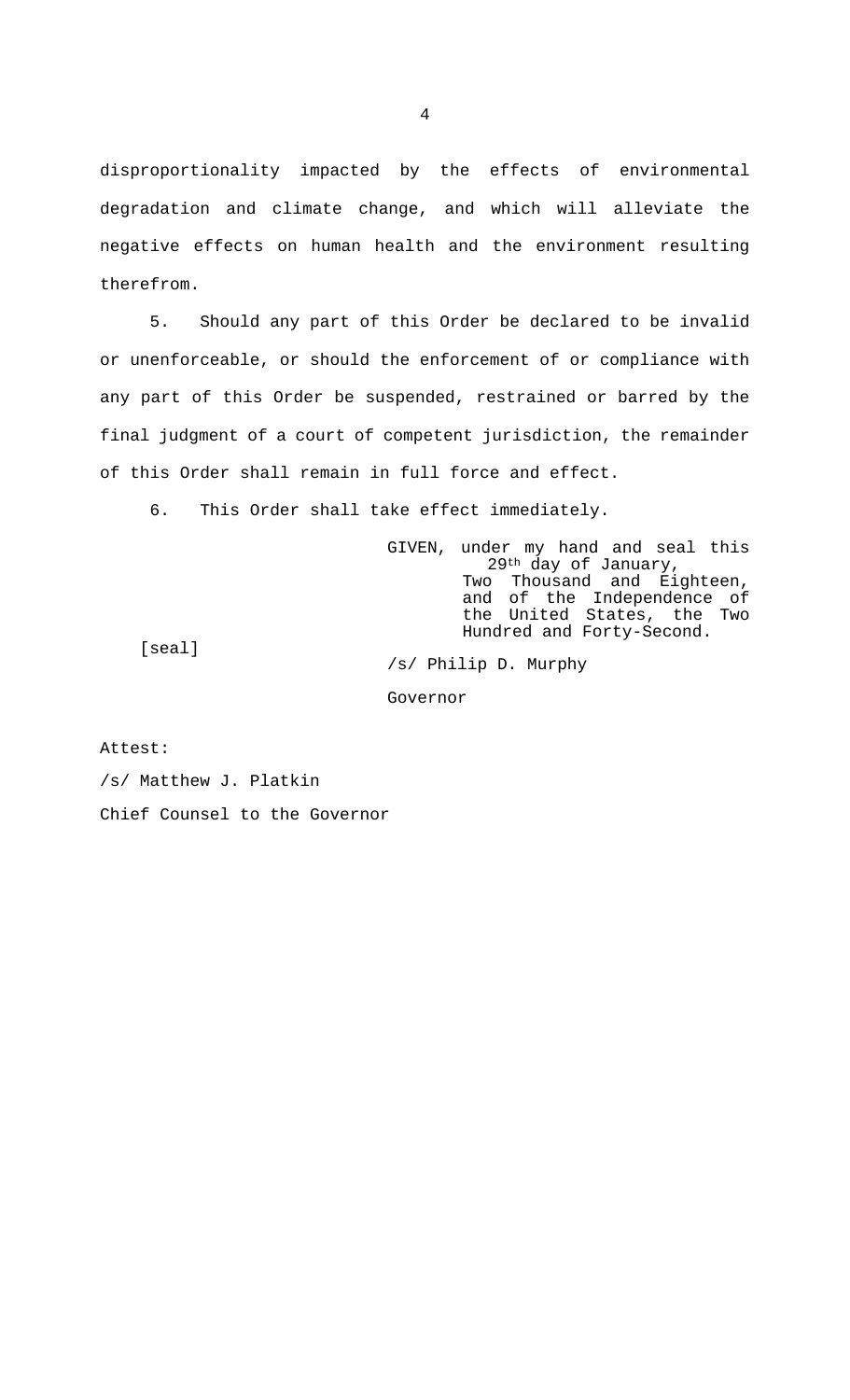disproportionality impacted by the effects of environmental degradation and climate change, and which will alleviate the negative effects on human health and the environment resulting therefrom.

5. Should any part of this Order be declared to be invalid or unenforceable, or should the enforcement of or compliance with any part of this Order be suspended, restrained or barred by the final judgment of a court of competent jurisdiction, the remainder of this Order shall remain in full force and effect.

6. This Order shall take effect immediately.

GIVEN, under my hand and seal this 29th day of January, Two Thousand and Eighteen, and of the Independence of the United States, the Two Hundred and Forty-Second.

[seal]

/s/ Philip D. Murphy

Governor

Attest:

/s/ Matthew J. Platkin

Chief Counsel to the Governor